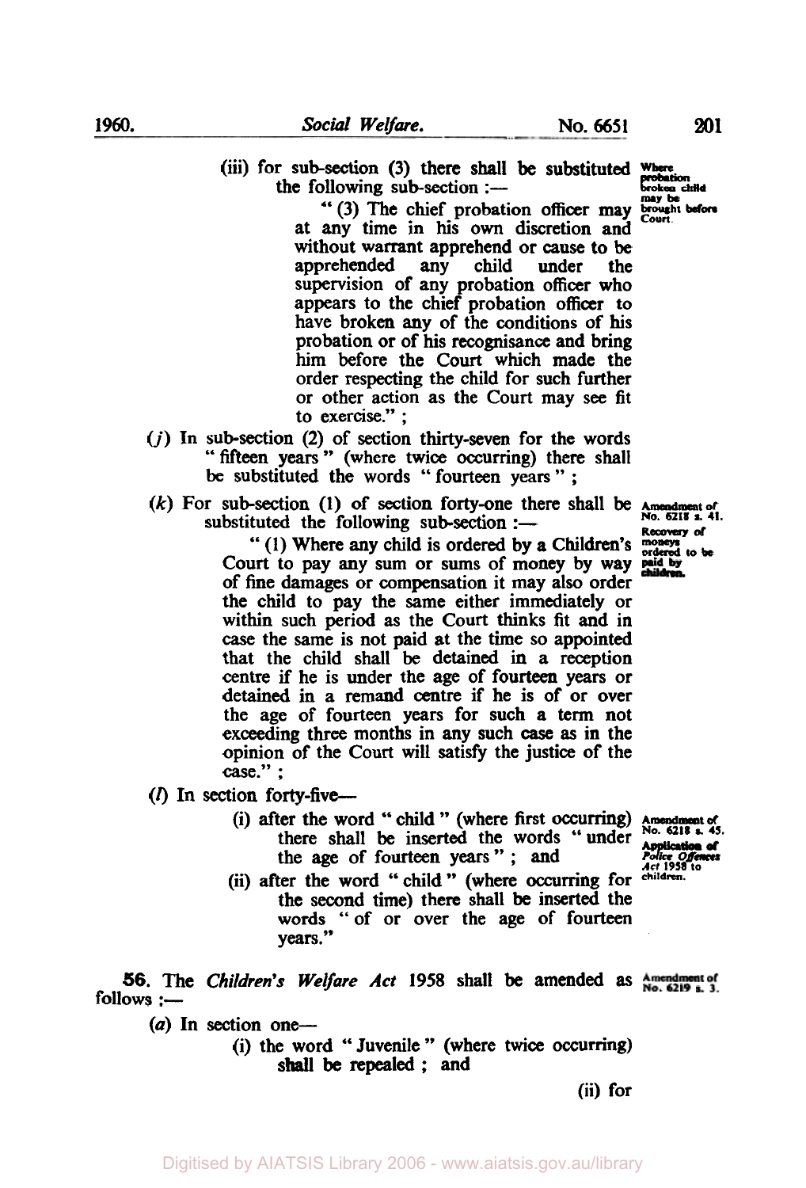(iii) for sub-section (3) there shall be substituted the following sub-section :—

*Where probation broken child may be brought before Court.*

" (3) The chief probation officer may at any time in his own discretion and without warrant apprehend or cause to be apprehended any child under the supervision of any probation officer who appears to the chief probation officer to have broken any of the conditions of his probation or of his recognisance and bring him before the Court which made the order respecting the child for such further or other action as the Court may see fit to exercise." ;

(*j*) In sub-section (2) of section thirty-seven for the words " fifteen years " (where twice occurring) there shall be substituted the words " fourteen years " ;

(*k*) For sub-section (1) of section forty-one there shall be substituted the following sub-section :—

*Amendment of No. 6218 s. 41. Recovery of moneys ordered to be paid by children.*

" (1) Where any child is ordered by a Children's Court to pay any sum or sums of money by way of fine damages or compensation it may also order the child to pay the same either immediately or within such period as the Court thinks fit and in case the same is not paid at the time so appointed that the child shall be detained in a reception centre if he is under the age of fourteen years or detained in a remand centre if he is of or over the age of fourteen years for such a term not exceeding three months in any such case as in the opinion of the Court will satisfy the justice of the case." ;

(*l*) In section forty-five—

*Amendment of No. 6218 s. 45. Application of Police Offences Act 1958 to children.*

(i) after the word " child " (where first occurring) there shall be inserted the words " under the age of fourteen years " ; and

(ii) after the word " child " (where occurring for the second time) there shall be inserted the words " of or over the age of fourteen years."

**56.** The *Children's Welfare Act* 1958 shall be amended as follows :—

*Amendment of No. 6219 s. 3.*

(*a*) In section one—

(i) the word " Juvenile " (where twice occurring) shall be repealed ; and

(ii) for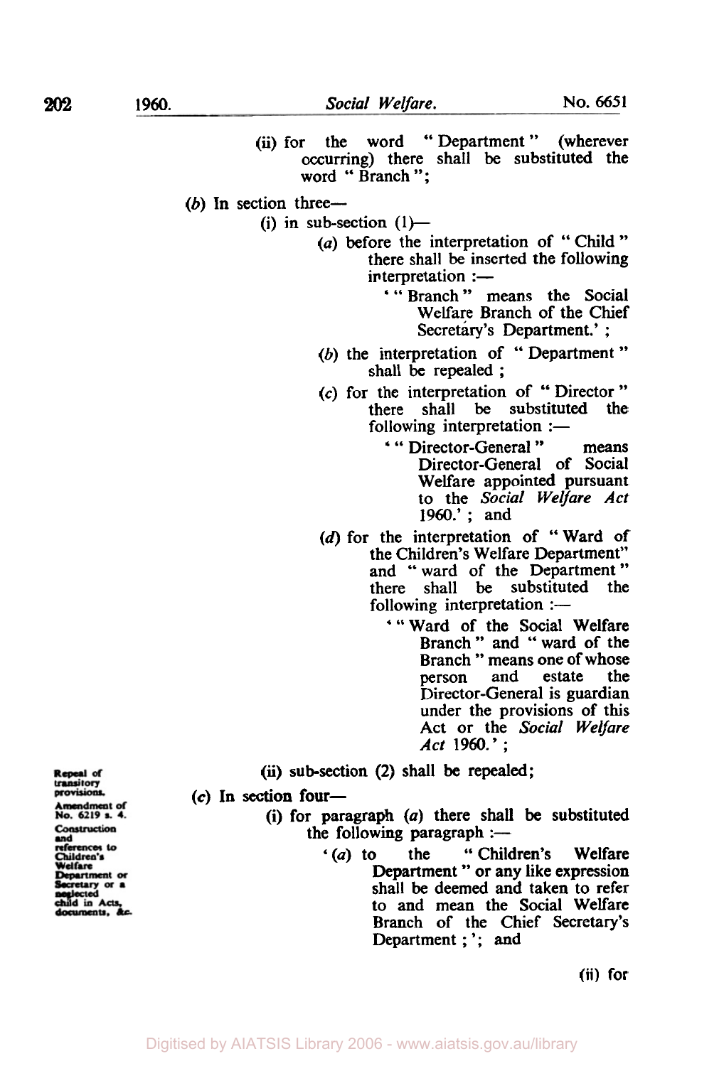(ii) for the word " Department " (wherever occurring) there shall be substituted the word " Branch ";

(*b*) In section three—

(i) in sub-section (1)—

(*a*) before the interpretation of " Child " there shall be inserted the following interpretation :—

' " Branch " means the Social Welfare Branch of the Chief Secretary's Department.' ;

(*b*) the interpretation of " Department " shall be repealed ;

(*c*) for the interpretation of " Director " there shall be substituted the following interpretation :—

' " Director-General " means Director-General of Social Welfare appointed pursuant to the *Social Welfare Act* 1960.' ; and

(*d*) for the interpretation of " Ward of the Children's Welfare Department" and " ward of the Department " there shall be substituted the following interpretation :—

' " Ward of the Social Welfare Branch " and " ward of the Branch " means one of whose person and estate the Director-General is guardian under the provisions of this Act or the *Social Welfare Act* 1960.' ;

Repeal of transitory provisions.

(ii) sub-section (2) shall be repealed;

Amendment of No. 6219 s. 4.

Construction and references to Children's Welfare Department or Secretary or a neglected child in Acts, documents, &c.

(*c*) In section four—

(i) for paragraph (*a*) there shall be substituted the following paragraph :—

'(*a*) to the " Children's Welfare Department " or any like expression shall be deemed and taken to refer to and mean the Social Welfare Branch of the Chief Secretary's Department ; '; and

(ii) for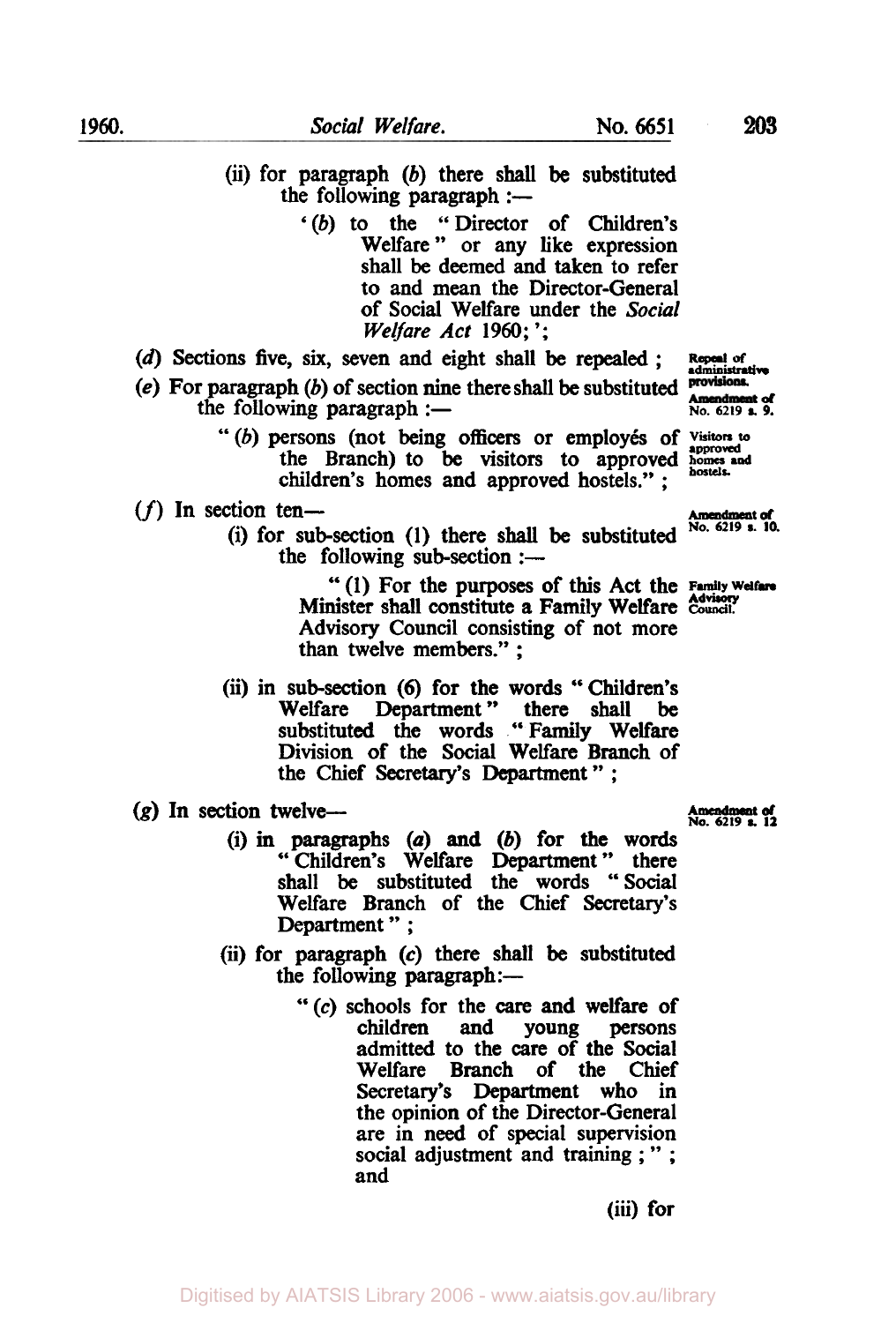(ii) for paragraph (*b*) there shall be substituted the following paragraph :—

'(*b*) to the "Director of Children's Welfare" or any like expression shall be deemed and taken to refer to and mean the Director-General of Social Welfare under the *Social Welfare Act* 1960;';

(*d*) Sections five, six, seven and eight shall be repealed ;

**Repeal of administrative provisions.**

(*e*) For paragraph (*b*) of section nine there shall be substituted the following paragraph :—

**Amendment of No. 6219 s. 9.**

"(*b*) persons (not being officers or employés of the Branch) to be visitors to approved children's homes and approved hostels." ;

**Visitors to approved homes and hostels.**

(*f*) In section ten—

**Amendment of No. 6219 s. 10.**

(i) for sub-section (1) there shall be substituted the following sub-section :—

"(1) For the purposes of this Act the Minister shall constitute a Family Welfare Advisory Council consisting of not more than twelve members." ;

**Family Welfare Advisory Council.**

(ii) in sub-section (6) for the words "Children's Welfare Department" there shall be substituted the words "Family Welfare Division of the Social Welfare Branch of the Chief Secretary's Department" ;

(*g*) In section twelve—

**Amendment of No. 6219 s. 12**

(i) in paragraphs (*a*) and (*b*) for the words "Children's Welfare Department" there shall be substituted the words "Social Welfare Branch of the Chief Secretary's Department" ;

(ii) for paragraph (*c*) there shall be substituted the following paragraph:—

"(*c*) schools for the care and welfare of children and young persons admitted to the care of the Social Welfare Branch of the Chief Secretary's Department who in the opinion of the Director-General are in need of special supervision social adjustment and training ;" ; and

(iii) for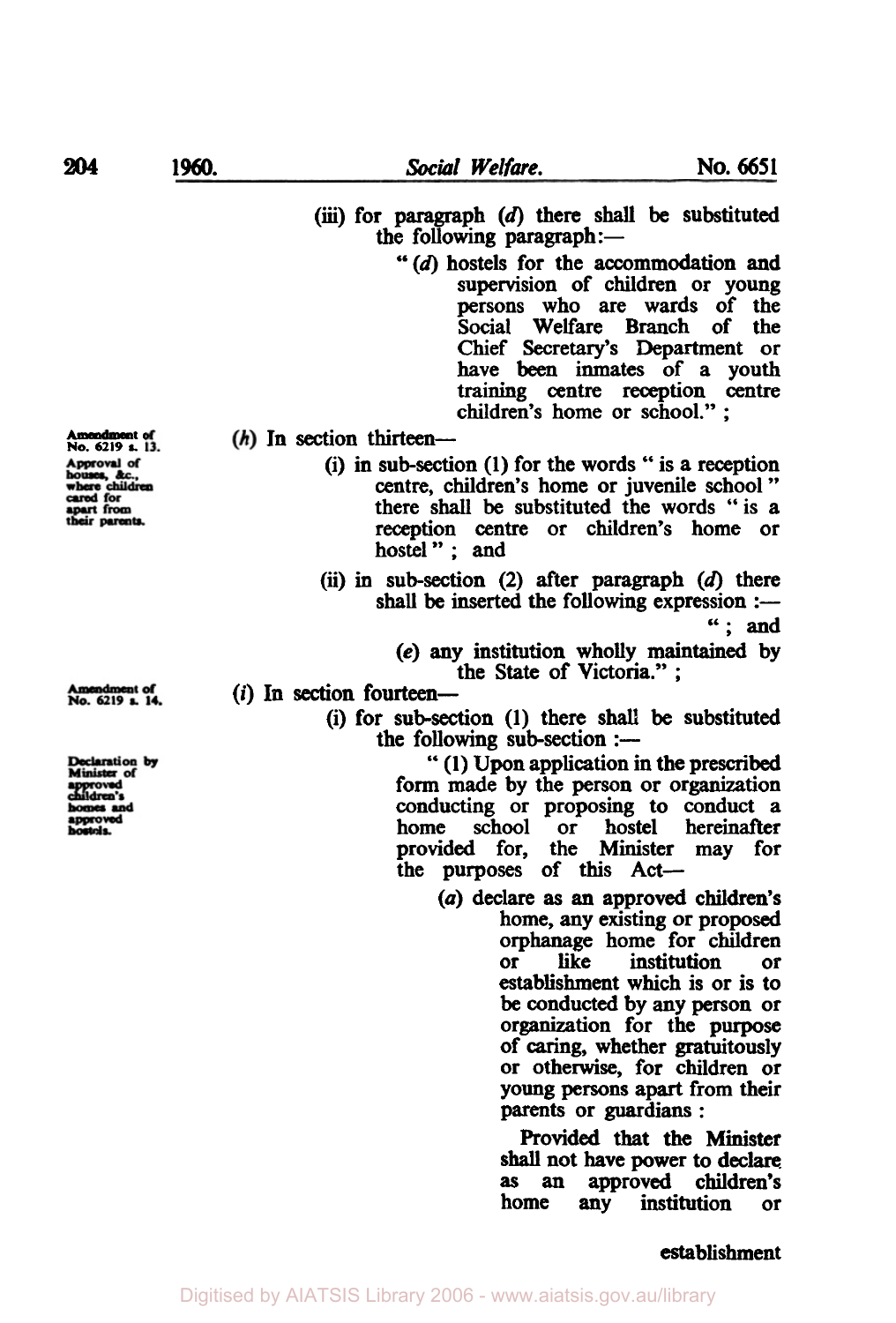(iii) for paragraph (*d*) there shall be substituted the following paragraph:—

"(*d*) hostels for the accommodation and supervision of children or young persons who are wards of the Social Welfare Branch of the Chief Secretary's Department or have been inmates of a youth training centre reception centre children's home or school." ;

Amendment of No. 6219 s. 13.

Approval of houses, &c., where children cared for apart from their parents.

(*h*) In section thirteen—

(i) in sub-section (1) for the words " is a reception centre, children's home or juvenile school " there shall be substituted the words " is a reception centre or children's home or hostel " ; and

(ii) in sub-section (2) after paragraph (*d*) there shall be inserted the following expression :—

" ; and

(*e*) any institution wholly maintained by the State of Victoria." ;

Amendment of No. 6219 s. 14.

(*i*) In section fourteen—

Declaration by Minister of approved children's homes and approved hostels.

(i) for sub-section (1) there shall be substituted the following sub-section :—

" (1) Upon application in the prescribed form made by the person or organization conducting or proposing to conduct a home school or hostel hereinafter provided for, the Minister may for the purposes of this Act—

(*a*) declare as an approved children's home, any existing or proposed orphanage home for children or like institution or establishment which is or is to be conducted by any person or organization for the purpose of caring, whether gratuitously or otherwise, for children or young persons apart from their parents or guardians :

Provided that the Minister shall not have power to declare as an approved children's home any institution or establishment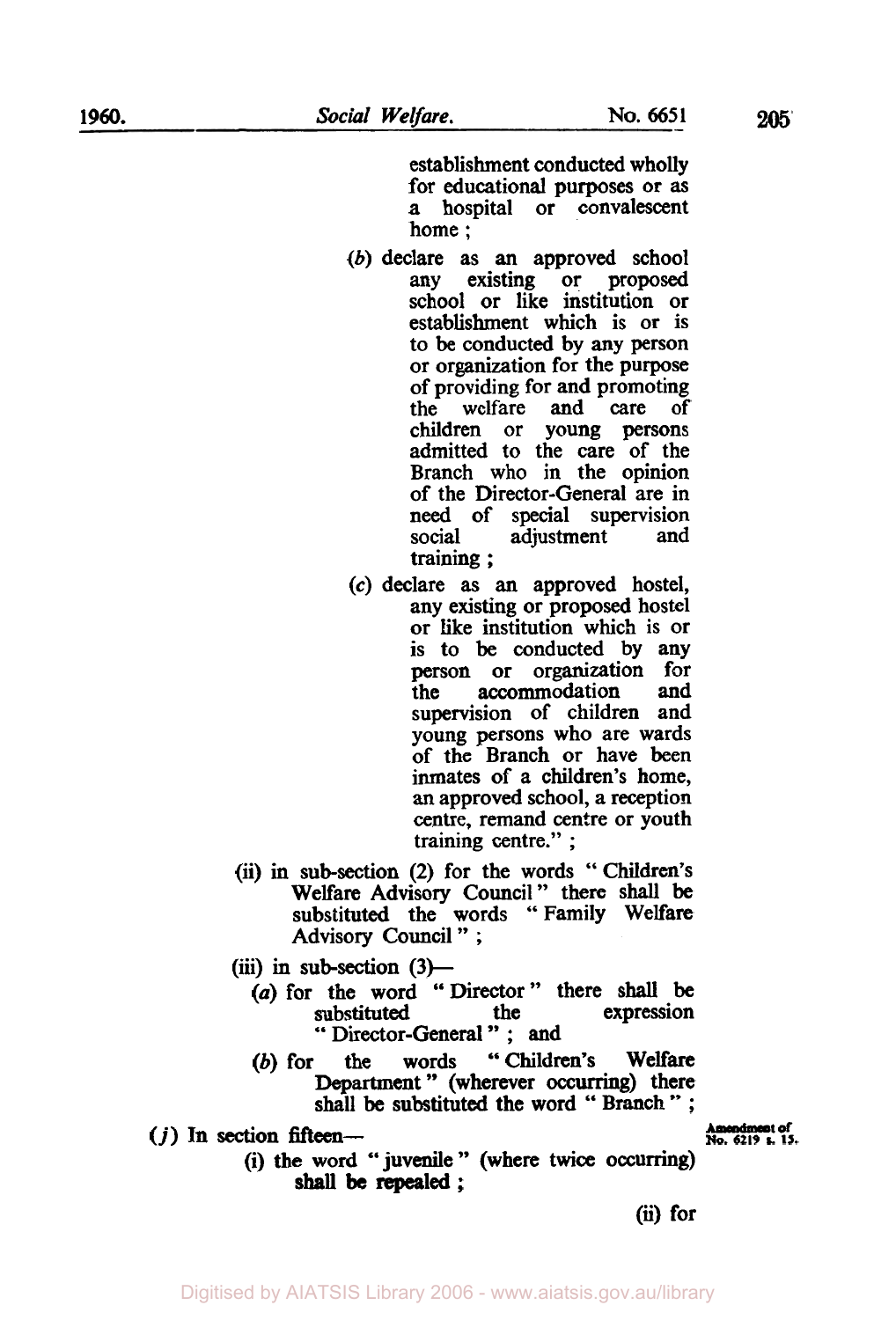establishment conducted wholly for educational purposes or as a hospital or convalescent home ;

(*b*) declare as an approved school any existing or proposed school or like institution or establishment which is or is to be conducted by any person or organization for the purpose of providing for and promoting the welfare and care of children or young persons admitted to the care of the Branch who in the opinion of the Director-General are in need of special supervision social adjustment and training ;

(*c*) declare as an approved hostel, any existing or proposed hostel or like institution which is or is to be conducted by any person or organization for the accommodation and supervision of children and young persons who are wards of the Branch or have been inmates of a children's home, an approved school, a reception centre, remand centre or youth training centre." ;

(ii) in sub-section (2) for the words " Children's Welfare Advisory Council " there shall be substituted the words " Family Welfare Advisory Council " ;

(iii) in sub-section (3)—

(*a*) for the word " Director " there shall be substituted the expression " Director-General " ; and

(*b*) for the words " Children's Welfare Department " (wherever occurring) there shall be substituted the word " Branch " ;

(*j*) In section fifteen—

**Amendment of No. 6219 s. 15.**

(i) the word " juvenile " (where twice occurring) shall be repealed ;

(ii) for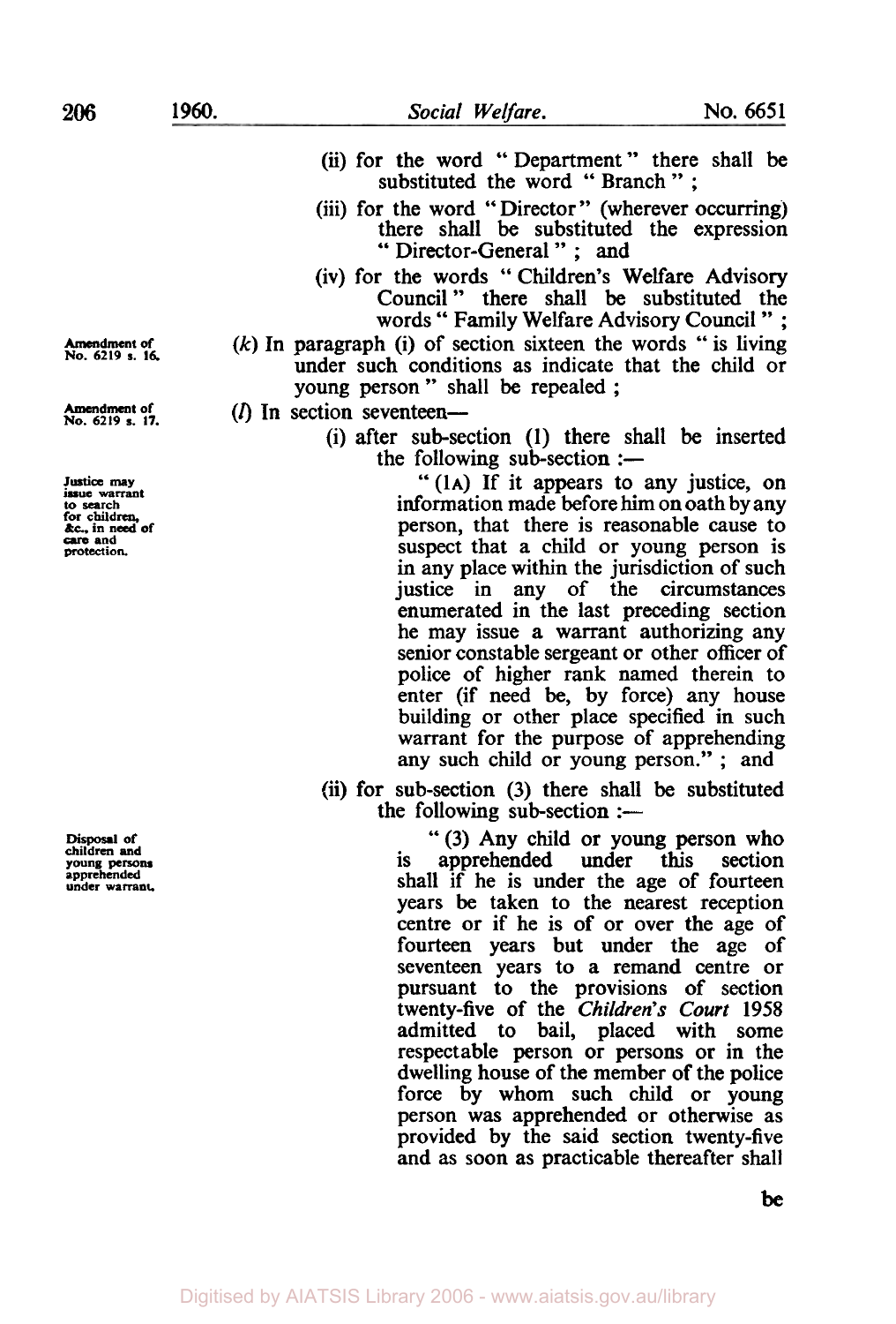(ii) for the word "Department" there shall be substituted the word "Branch";

(iii) for the word "Director" (wherever occurring) there shall be substituted the expression "Director-General"; and

(iv) for the words "Children's Welfare Advisory Council" there shall be substituted the words "Family Welfare Advisory Council";

Amendment of No. 6219 s. 16.

(k) In paragraph (i) of section sixteen the words "is living under such conditions as indicate that the child or young person" shall be repealed;

Amendment of No. 6219 s. 17.

(l) In section seventeen—

(i) after sub-section (1) there shall be inserted the following sub-section :—

Justice may issue warrant to search for children, &c., in need of care and protection.

"(1A) If it appears to any justice, on information made before him on oath by any person, that there is reasonable cause to suspect that a child or young person is in any place within the jurisdiction of such justice in any of the circumstances enumerated in the last preceding section he may issue a warrant authorizing any senior constable sergeant or other officer of police of higher rank named therein to enter (if need be, by force) any house building or other place specified in such warrant for the purpose of apprehending any such child or young person."; and

(ii) for sub-section (3) there shall be substituted the following sub-section :—

Disposal of children and young persons apprehended under warrant.

"(3) Any child or young person who is apprehended under this section shall if he is under the age of fourteen years be taken to the nearest reception centre or if he is of or over the age of fourteen years but under the age of seventeen years to a remand centre or pursuant to the provisions of section twenty-five of the *Children's Court* 1958 admitted to bail, placed with some respectable person or persons or in the dwelling house of the member of the police force by whom such child or young person was apprehended or otherwise as provided by the said section twenty-five and as soon as practicable thereafter shall be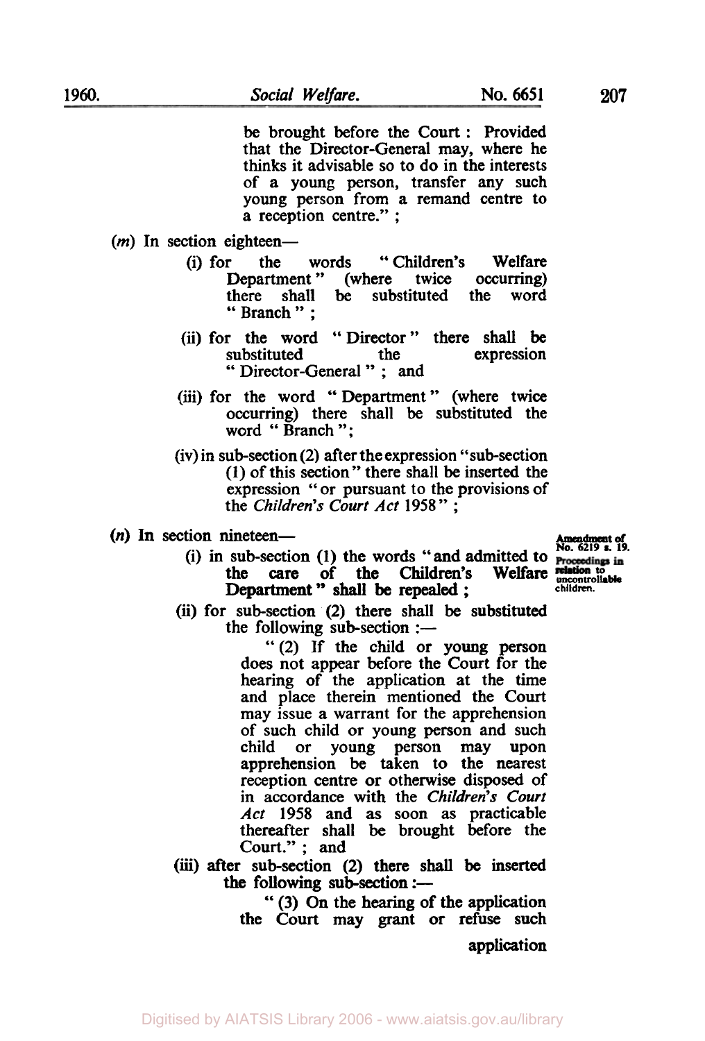be brought before the Court : Provided that the Director-General may, where he thinks it advisable so to do in the interests of a young person, transfer any such young person from a remand centre to a reception centre." ;

(*m*) In section eighteen—

(i) for the words "Children's Welfare Department" (where twice occurring) there shall be substituted the word "Branch" ;

(ii) for the word "Director" there shall be substituted the expression "Director-General" ; and

(iii) for the word "Department" (where twice occurring) there shall be substituted the word "Branch";

(iv) in sub-section (2) after the expression "sub-section (1) of this section" there shall be inserted the expression "or pursuant to the provisions of the *Children's Court Act* 1958" ;

(*n*) In section nineteen—

**Amendment of No. 6219 s. 19. Proceedings in relation to uncontrollable children.**

(i) in sub-section (1) the words "and admitted to the care of the Children's Welfare Department" shall be repealed ;

(ii) for sub-section (2) there shall be substituted the following sub-section :—

"(2) If the child or young person does not appear before the Court for the hearing of the application at the time and place therein mentioned the Court may issue a warrant for the apprehension of such child or young person and such child or young person may upon apprehension be taken to the nearest reception centre or otherwise disposed of in accordance with the *Children's Court Act* 1958 and as soon as practicable thereafter shall be brought before the Court." ; and

(iii) after sub-section (2) there shall be inserted the following sub-section :—

"(3) On the hearing of the application the Court may grant or refuse such application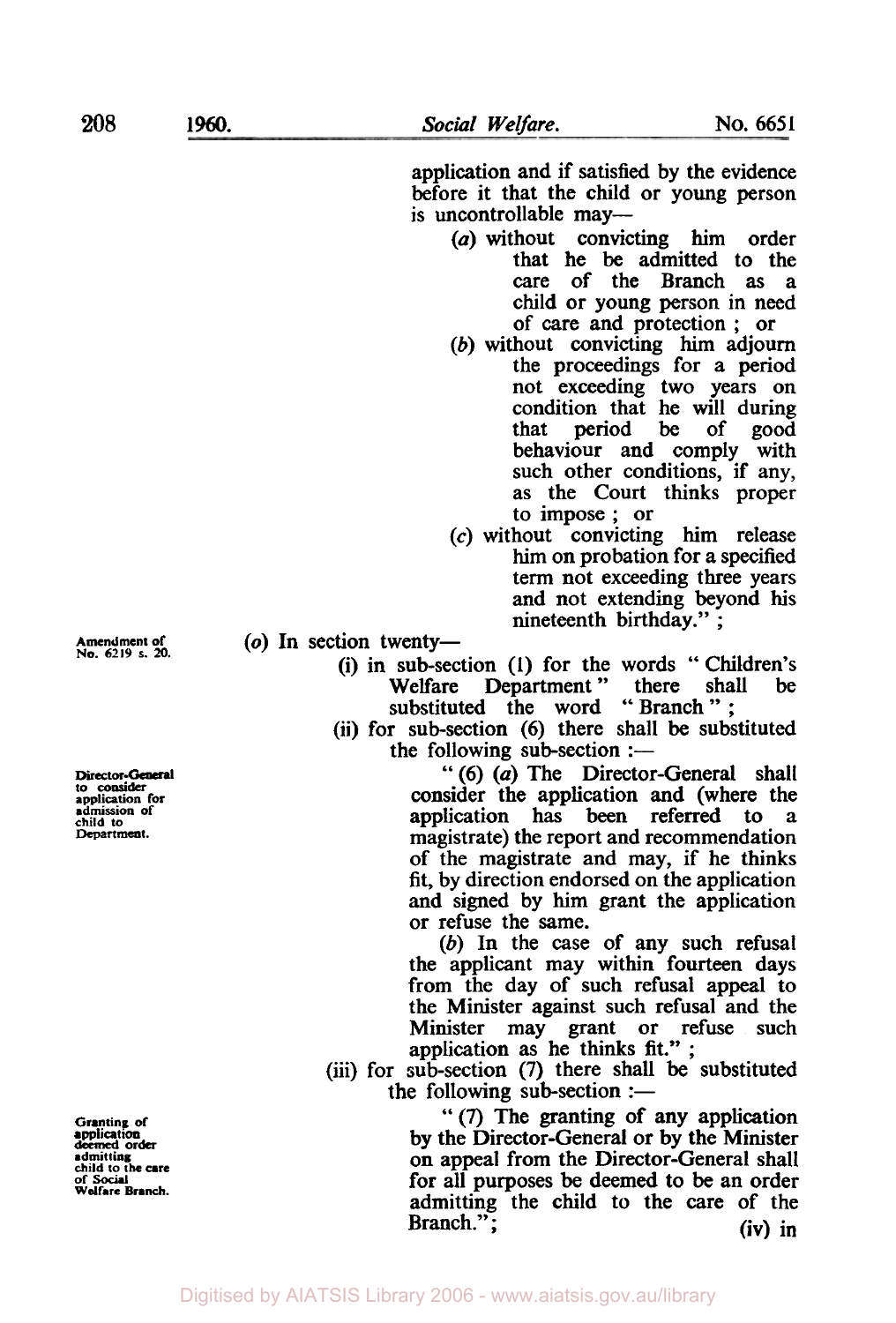application and if satisfied by the evidence before it that the child or young person is uncontrollable may—

(*a*) without convicting him order that he be admitted to the care of the Branch as a child or young person in need of care and protection ; or

(*b*) without convicting him adjourn the proceedings for a period not exceeding two years on condition that he will during that period be of good behaviour and comply with such other conditions, if any, as the Court thinks proper to impose ; or

(*c*) without convicting him release him on probation for a specified term not exceeding three years and not extending beyond his nineteenth birthday." ;

Amendment of No. 6219 s. 20.

(*o*) In section twenty—

(i) in sub-section (1) for the words " Children's Welfare Department " there shall be substituted the word " Branch " ;

(ii) for sub-section (6) there shall be substituted the following sub-section :—

Director-General to consider application for admission of child to Department.

" (6) (*a*) The Director-General shall consider the application and (where the application has been referred to a magistrate) the report and recommendation of the magistrate and may, if he thinks fit, by direction endorsed on the application and signed by him grant the application or refuse the same.

(*b*) In the case of any such refusal the applicant may within fourteen days from the day of such refusal appeal to the Minister against such refusal and the Minister may grant or refuse such application as he thinks fit." ;

(iii) for sub-section (7) there shall be substituted the following sub-section :—

Granting of application deemed order admitting child to the care of Social Welfare Branch.

" (7) The granting of any application by the Director-General or by the Minister on appeal from the Director-General shall for all purposes be deemed to be an order admitting the child to the care of the Branch." ;

(iv) in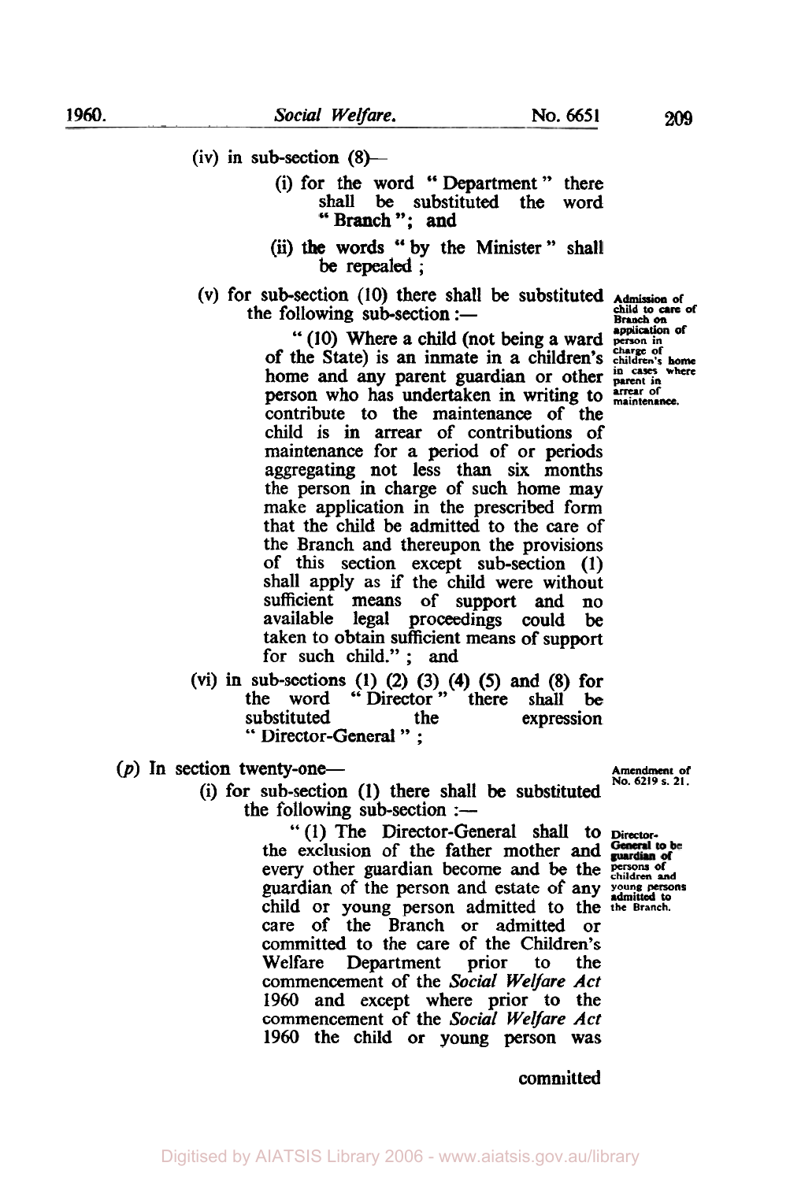(iv) in sub-section (8)—

(i) for the word "Department" there shall be substituted the word "Branch"; and

(ii) the words "by the Minister" shall be repealed;

(v) for sub-section (10) there shall be substituted the following sub-section :—

*Admission of child to care of Branch on application of person in charge of children's home in cases where parent in arrear of maintenance.*

"(10) Where a child (not being a ward of the State) is an inmate in a children's home and any parent guardian or other person who has undertaken in writing to contribute to the maintenance of the child is in arrear of contributions of maintenance for a period of or periods aggregating not less than six months the person in charge of such home may make application in the prescribed form that the child be admitted to the care of the Branch and thereupon the provisions of this section except sub-section (1) shall apply as if the child were without sufficient means of support and no available legal proceedings could be taken to obtain sufficient means of support for such child."; and

(vi) in sub-sections (1) (2) (3) (4) (5) and (8) for the word "Director" there shall be substituted the expression "Director-General";

(*p*) In section twenty-one—

*Amendment of No. 6219 s. 21.*

(i) for sub-section (1) there shall be substituted the following sub-section :—

*Director-General to be guardian of persons of children and young persons admitted to the Branch.*

"(1) The Director-General shall to the exclusion of the father mother and every other guardian become and be the guardian of the person and estate of any child or young person admitted to the care of the Branch or admitted or committed to the care of the Children's Welfare Department prior to the commencement of the *Social Welfare Act* 1960 and except where prior to the commencement of the *Social Welfare Act* 1960 the child or young person was

committed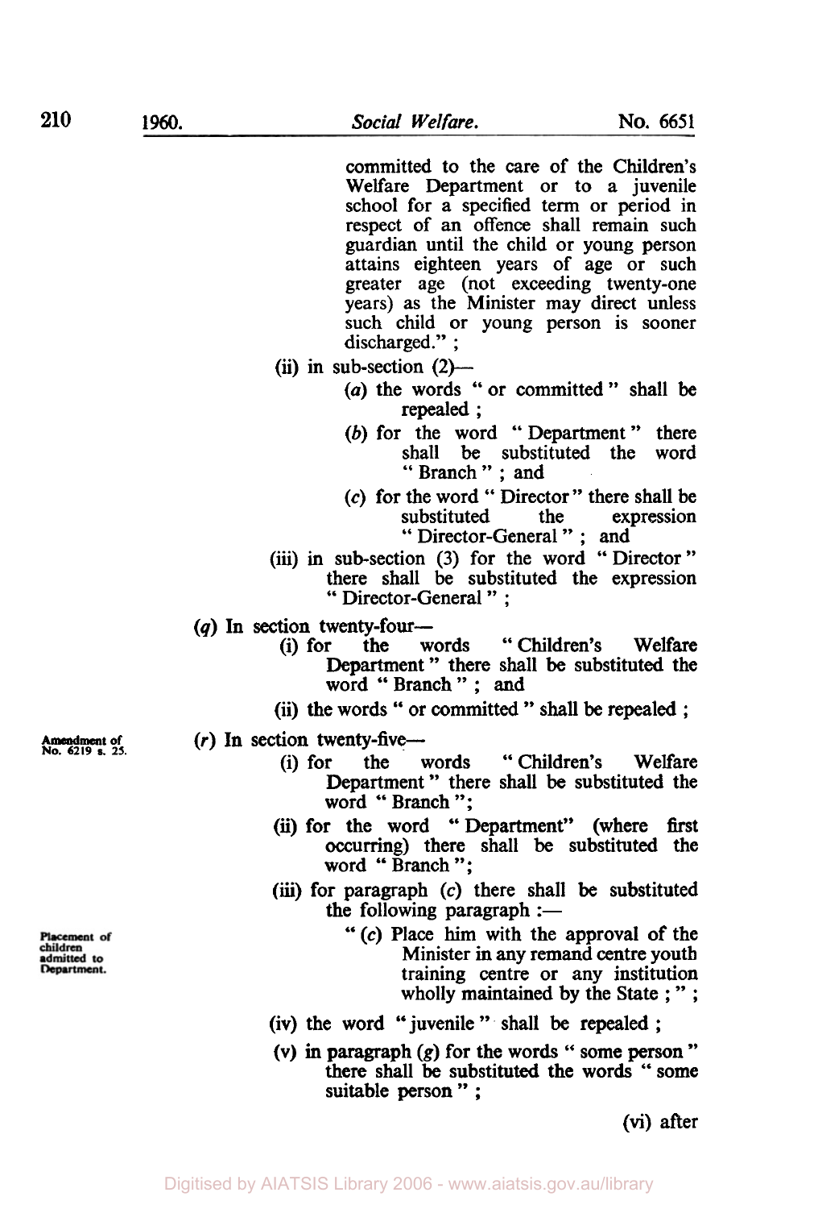committed to the care of the Children's Welfare Department or to a juvenile school for a specified term or period in respect of an offence shall remain such guardian until the child or young person attains eighteen years of age or such greater age (not exceeding twenty-one years) as the Minister may direct unless such child or young person is sooner discharged." ;

(ii) in sub-section (2)—

(*a*) the words " or committed " shall be repealed ;

(*b*) for the word " Department " there shall be substituted the word " Branch " ; and

(*c*) for the word " Director " there shall be substituted the expression " Director-General " ; and

(iii) in sub-section (3) for the word " Director " there shall be substituted the expression " Director-General " ;

(*q*) In section twenty-four—

(i) for the words " Children's Welfare Department " there shall be substituted the word " Branch " ; and

(ii) the words " or committed " shall be repealed ;

Amendment of No. 6219 s. 25.

(*r*) In section twenty-five—

(i) for the words " Children's Welfare Department " there shall be substituted the word " Branch ";

(ii) for the word " Department" (where first occurring) there shall be substituted the word " Branch ";

(iii) for paragraph (*c*) there shall be substituted the following paragraph :—

Placement of children admitted to Department.

" (*c*) Place him with the approval of the Minister in any remand centre youth training centre or any institution wholly maintained by the State ; " ;

(iv) the word " juvenile " shall be repealed ;

(v) in paragraph (*g*) for the words " some person " there shall be substituted the words " some suitable person " ;

(vi) after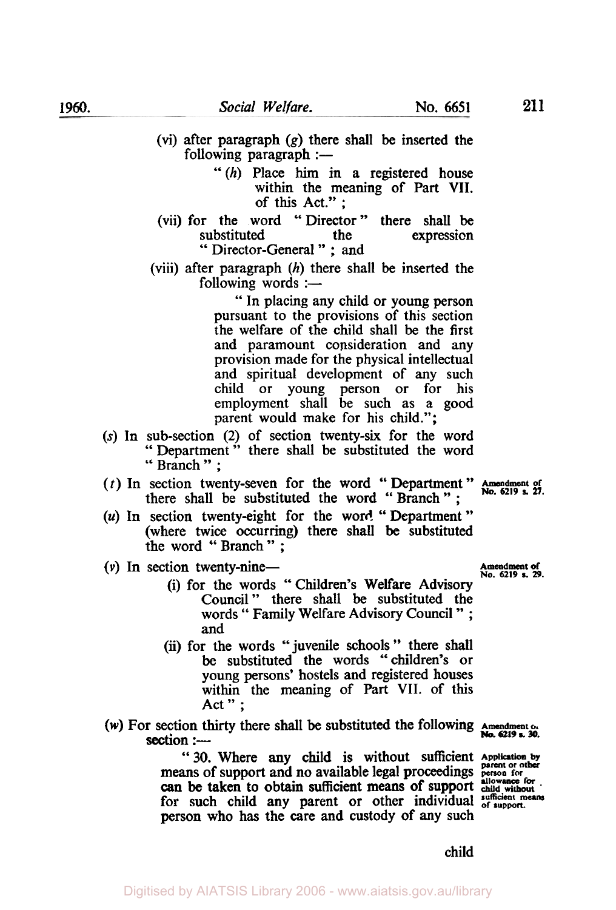(vi) after paragraph (*g*) there shall be inserted the following paragraph :—

> " (*h*) Place him in a registered house within the meaning of Part VII. of this Act." ;

(vii) for the word " Director " there shall be substituted the expression " Director-General " ; and

(viii) after paragraph (*h*) there shall be inserted the following words :—

> " In placing any child or young person pursuant to the provisions of this section the welfare of the child shall be the first and paramount consideration and any provision made for the physical intellectual and spiritual development of any such child or young person or for his employment shall be such as a good parent would make for his child.";

(*s*) In sub-section (2) of section twenty-six for the word " Department " there shall be substituted the word " Branch " ;

(*t*) In section twenty-seven for the word " Department " there shall be substituted the word " Branch " ;

*Amendment of No. 6219 s. 27.*

(*u*) In section twenty-eight for the word " Department " (where twice occurring) there shall be substituted the word " Branch " ;

(*v*) In section twenty-nine—

*Amendment of No. 6219 s. 29.*

(i) for the words " Children's Welfare Advisory Council " there shall be substituted the words " Family Welfare Advisory Council " ; and

(ii) for the words " juvenile schools " there shall be substituted the words " children's or young persons' hostels and registered houses within the meaning of Part VII. of this Act " ;

(*w*) For section thirty there shall be substituted the following section :—

*Amendment of No. 6219 s. 30.*

*Application by parent or other person for allowance for child without sufficient means of support.*

" 30. Where any child is without sufficient means of support and no available legal proceedings can be taken to obtain sufficient means of support for such child any parent or other individual person who has the care and custody of any such child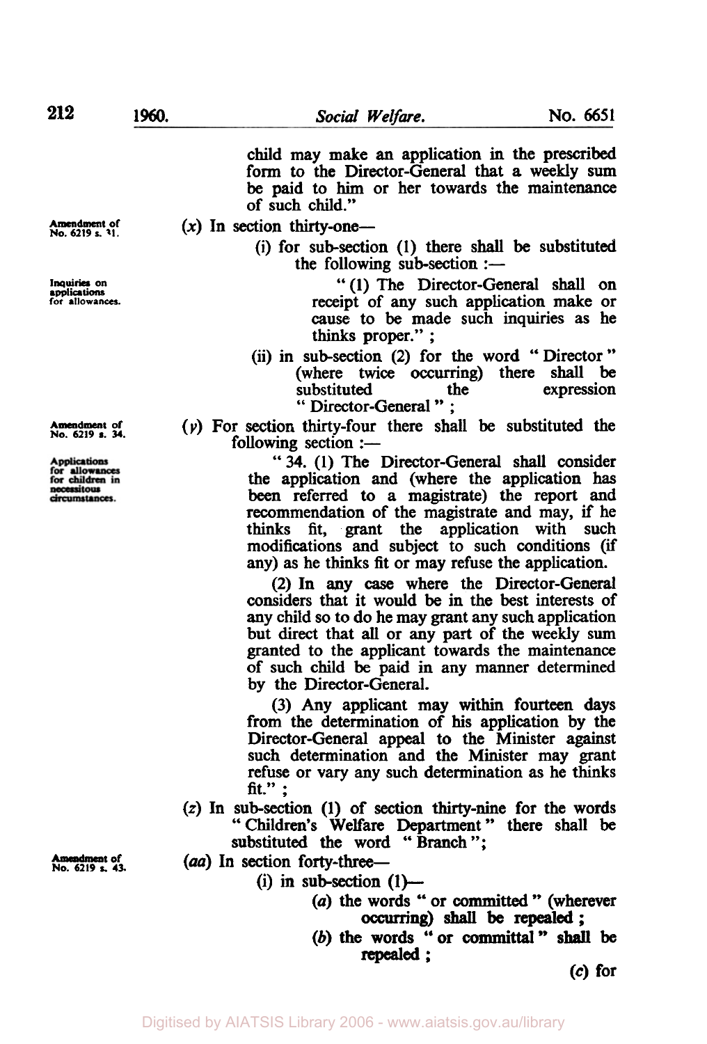child may make an application in the prescribed form to the Director-General that a weekly sum be paid to him or her towards the maintenance of such child."

Amendment of No. 6219 s. 31.

(*x*) In section thirty-one—

(i) for sub-section (1) there shall be substituted the following sub-section :—

Inquiries on applications for allowances.

"(1) The Director-General shall on receipt of any such application make or cause to be made such inquiries as he thinks proper." ;

(ii) in sub-section (2) for the word "Director" (where twice occurring) there shall be substituted the expression "Director-General" ;

Amendment of No. 6219 s. 34.

(*y*) For section thirty-four there shall be substituted the following section :—

Applications for allowances for children in necessitous circumstances.

"34. (1) The Director-General shall consider the application and (where the application has been referred to a magistrate) the report and recommendation of the magistrate and may, if he thinks fit, grant the application with such modifications and subject to such conditions (if any) as he thinks fit or may refuse the application.

(2) In any case where the Director-General considers that it would be in the best interests of any child so to do he may grant any such application but direct that all or any part of the weekly sum granted to the applicant towards the maintenance of such child be paid in any manner determined by the Director-General.

(3) Any applicant may within fourteen days from the determination of his application by the Director-General appeal to the Minister against such determination and the Minister may grant refuse or vary any such determination as he thinks fit." ;

(*z*) In sub-section (1) of section thirty-nine for the words "Children's Welfare Department" there shall be substituted the word "Branch";

Amendment of No. 6219 s. 43.

(*aa*) In section forty-three—

(i) in sub-section (1)—

(*a*) the words "or committed" (wherever occurring) shall be repealed ;

(*b*) the words "or committal" shall be repealed ;

(*c*) for